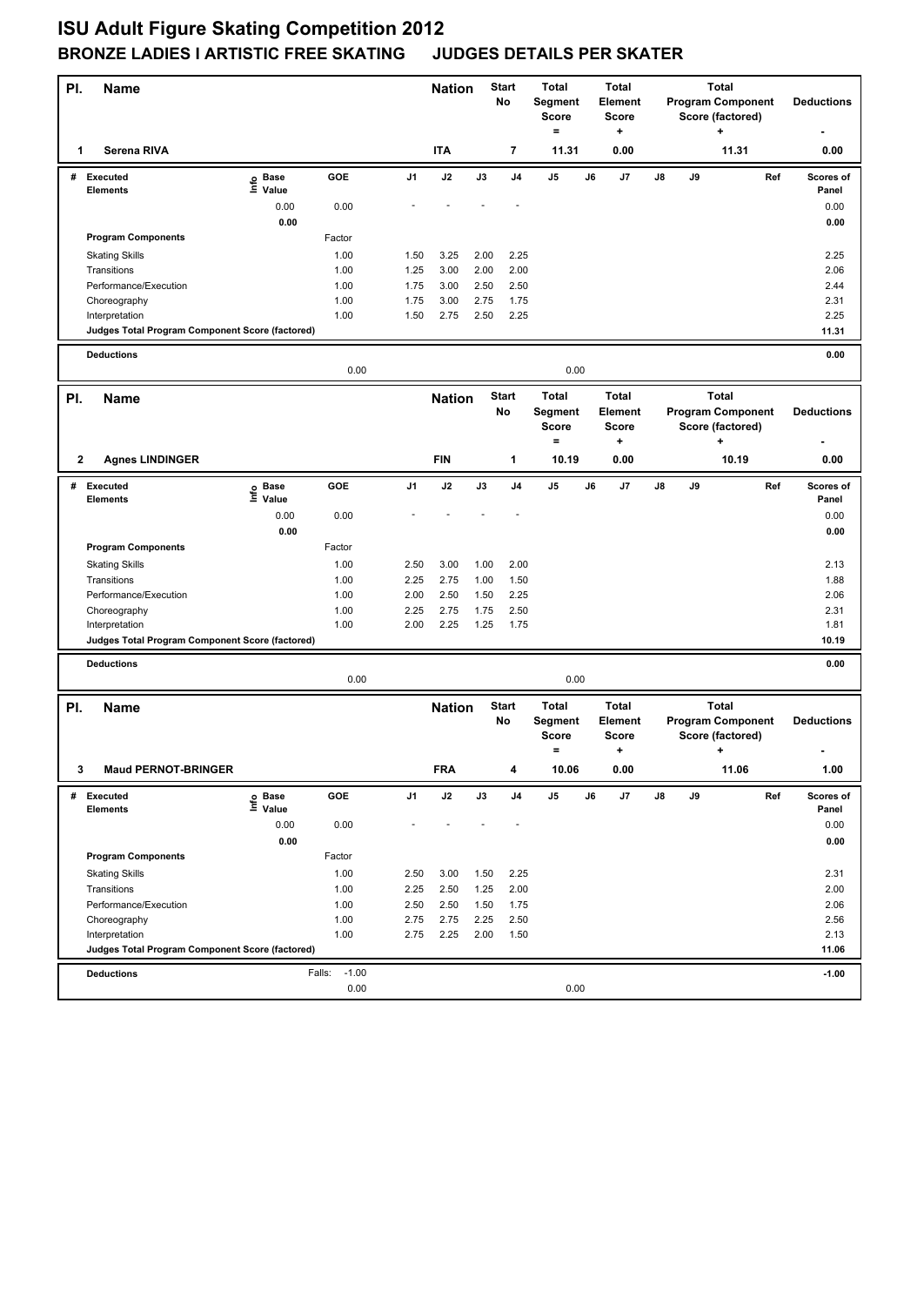# ISU Adult Figure Skating Competition 2012

## BRONZE LADIES I ARTISTIC FREE SKATING JUDGES DETAILS PER SKATER

| Pl. | Name | Nation | Start No | Total Segment Score = | Total Element Score + | Total Program Component Score (factored) + | Deductions - |
|---|---|---|---|---|---|---|---|
| 1 | Serena RIVA | ITA | 7 | 11.31 | 0.00 | 11.31 | 0.00 |

| # | Executed Elements | Info | Base Value | GOE | J1 | J2 | J3 | J4 | J5 | J6 | J7 | J8 | J9 | Ref | Scores of Panel |
|---|---|---|---|---|---|---|---|---|---|---|---|---|---|---|---|
| | | | 0.00 | 0.00 | - | - | - | - | | | | | | | 0.00 |
| | | | 0.00 | | | | | | | | | | | | 0.00 |
| | **Program Components** | | | Factor | | | | | | | | | | | |
| | Skating Skills | | | 1.00 | 1.50 | 3.25 | 2.00 | 2.25 | | | | | | | 2.25 |
| | Transitions | | | 1.00 | 1.25 | 3.00 | 2.00 | 2.00 | | | | | | | 2.06 |
| | Performance/Execution | | | 1.00 | 1.75 | 3.00 | 2.50 | 2.50 | | | | | | | 2.44 |
| | Choreography | | | 1.00 | 1.75 | 3.00 | 2.75 | 1.75 | | | | | | | 2.31 |
| | Interpretation | | | 1.00 | 1.50 | 2.75 | 2.50 | 2.25 | | | | | | | 2.25 |
| | **Judges Total Program Component Score (factored)** | | | | | | | | | | | | | | 11.31 |
| | **Deductions** | | | | | | | | | | | | | | 0.00 |
| | | | | 0.00 | | | | | 0.00 | | | | | | |

| Pl. | Name | Nation | Start No | Total Segment Score = | Total Element Score + | Total Program Component Score (factored) + | Deductions - |
|---|---|---|---|---|---|---|---|
| 2 | Agnes LINDINGER | FIN | 1 | 10.19 | 0.00 | 10.19 | 0.00 |

| # | Executed Elements | Info | Base Value | GOE | J1 | J2 | J3 | J4 | J5 | J6 | J7 | J8 | J9 | Ref | Scores of Panel |
|---|---|---|---|---|---|---|---|---|---|---|---|---|---|---|---|
| | | | 0.00 | 0.00 | - | - | - | - | | | | | | | 0.00 |
| | | | 0.00 | | | | | | | | | | | | 0.00 |
| | **Program Components** | | | Factor | | | | | | | | | | | |
| | Skating Skills | | | 1.00 | 2.50 | 3.00 | 1.00 | 2.00 | | | | | | | 2.13 |
| | Transitions | | | 1.00 | 2.25 | 2.75 | 1.00 | 1.50 | | | | | | | 1.88 |
| | Performance/Execution | | | 1.00 | 2.00 | 2.50 | 1.50 | 2.25 | | | | | | | 2.06 |
| | Choreography | | | 1.00 | 2.25 | 2.75 | 1.75 | 2.50 | | | | | | | 2.31 |
| | Interpretation | | | 1.00 | 2.00 | 2.25 | 1.25 | 1.75 | | | | | | | 1.81 |
| | **Judges Total Program Component Score (factored)** | | | | | | | | | | | | | | 10.19 |
| | **Deductions** | | | | | | | | | | | | | | 0.00 |
| | | | | 0.00 | | | | | 0.00 | | | | | | |

| Pl. | Name | Nation | Start No | Total Segment Score = | Total Element Score + | Total Program Component Score (factored) + | Deductions - |
|---|---|---|---|---|---|---|---|
| 3 | Maud PERNOT-BRINGER | FRA | 4 | 10.06 | 0.00 | 11.06 | 1.00 |

| # | Executed Elements | Info | Base Value | GOE | J1 | J2 | J3 | J4 | J5 | J6 | J7 | J8 | J9 | Ref | Scores of Panel |
|---|---|---|---|---|---|---|---|---|---|---|---|---|---|---|---|
| | | | 0.00 | 0.00 | - | - | - | - | | | | | | | 0.00 |
| | | | 0.00 | | | | | | | | | | | | 0.00 |
| | **Program Components** | | | Factor | | | | | | | | | | | |
| | Skating Skills | | | 1.00 | 2.50 | 3.00 | 1.50 | 2.25 | | | | | | | 2.31 |
| | Transitions | | | 1.00 | 2.25 | 2.50 | 1.25 | 2.00 | | | | | | | 2.00 |
| | Performance/Execution | | | 1.00 | 2.50 | 2.50 | 1.50 | 1.75 | | | | | | | 2.06 |
| | Choreography | | | 1.00 | 2.75 | 2.75 | 2.25 | 2.50 | | | | | | | 2.56 |
| | Interpretation | | | 1.00 | 2.75 | 2.25 | 2.00 | 1.50 | | | | | | | 2.13 |
| | **Judges Total Program Component Score (factored)** | | | | | | | | | | | | | | 11.06 |
| | **Deductions** | | | Falls: -1.00 | | | | | | | | | | | -1.00 |
| | | | | 0.00 | | | | | 0.00 | | | | | | |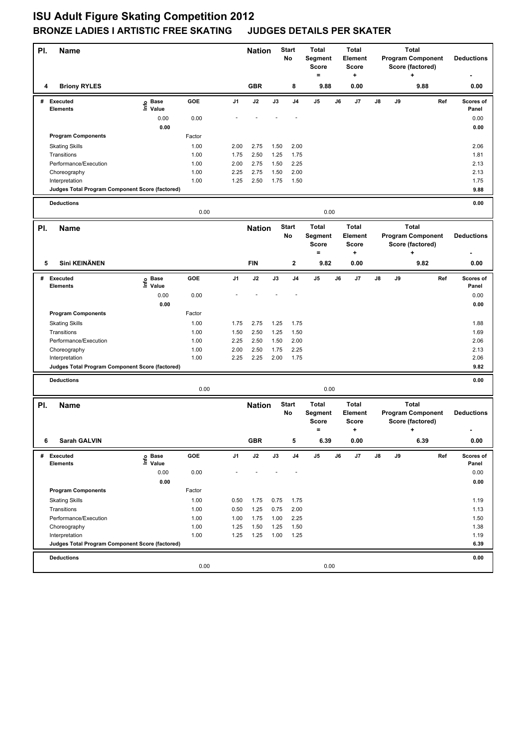# ISU Adult Figure Skating Competition 2012

## BRONZE LADIES I ARTISTIC FREE SKATING JUDGES DETAILS PER SKATER

| Pl. | Name | Nation | Start No | Total Segment Score = | Total Element Score + | Total Program Component Score (factored) + | Deductions - |
|---|---|---|---|---|---|---|---|
| 4 | Briony RYLES | GBR | 8 | 9.88 | 0.00 | 9.88 | 0.00 |

| # | Executed Elements | Info | Base Value | GOE | J1 | J2 | J3 | J4 | J5 | J6 | J7 | J8 | J9 | Ref | Scores of Panel |
|---|---|---|---|---|---|---|---|---|---|---|---|---|---|---|---|
| | | | 0.00 | 0.00 | - | - | - | - | | | | | | | 0.00 |
| | | | 0.00 | | | | | | | | | | | | 0.00 |
| | Program Components | | | Factor | | | | | | | | | | | |
| | Skating Skills | | | 1.00 | 2.00 | 2.75 | 1.50 | 2.00 | | | | | | | 2.06 |
| | Transitions | | | 1.00 | 1.75 | 2.50 | 1.25 | 1.75 | | | | | | | 1.81 |
| | Performance/Execution | | | 1.00 | 2.00 | 2.75 | 1.50 | 2.25 | | | | | | | 2.13 |
| | Choreography | | | 1.00 | 2.25 | 2.75 | 1.50 | 2.00 | | | | | | | 2.13 |
| | Interpretation | | | 1.00 | 1.25 | 2.50 | 1.75 | 1.50 | | | | | | | 1.75 |
| | Judges Total Program Component Score (factored) | | | | | | | | | | | | | | 9.88 |
| | Deductions | | | 0.00 | | | | | 0.00 | | | | | | 0.00 |

| Pl. | Name | Nation | Start No | Total Segment Score = | Total Element Score + | Total Program Component Score (factored) + | Deductions - |
|---|---|---|---|---|---|---|---|
| 5 | Sini KEINÄNEN | FIN | 2 | 9.82 | 0.00 | 9.82 | 0.00 |

| # | Executed Elements | Info | Base Value | GOE | J1 | J2 | J3 | J4 | J5 | J6 | J7 | J8 | J9 | Ref | Scores of Panel |
|---|---|---|---|---|---|---|---|---|---|---|---|---|---|---|---|
| | | | 0.00 | 0.00 | - | - | - | - | | | | | | | 0.00 |
| | | | 0.00 | | | | | | | | | | | | 0.00 |
| | Program Components | | | Factor | | | | | | | | | | | |
| | Skating Skills | | | 1.00 | 1.75 | 2.75 | 1.25 | 1.75 | | | | | | | 1.88 |
| | Transitions | | | 1.00 | 1.50 | 2.50 | 1.25 | 1.50 | | | | | | | 1.69 |
| | Performance/Execution | | | 1.00 | 2.25 | 2.50 | 1.50 | 2.00 | | | | | | | 2.06 |
| | Choreography | | | 1.00 | 2.00 | 2.50 | 1.75 | 2.25 | | | | | | | 2.13 |
| | Interpretation | | | 1.00 | 2.25 | 2.25 | 2.00 | 1.75 | | | | | | | 2.06 |
| | Judges Total Program Component Score (factored) | | | | | | | | | | | | | | 9.82 |
| | Deductions | | | 0.00 | | | | | 0.00 | | | | | | 0.00 |

| Pl. | Name | Nation | Start No | Total Segment Score = | Total Element Score + | Total Program Component Score (factored) + | Deductions - |
|---|---|---|---|---|---|---|---|
| 6 | Sarah GALVIN | GBR | 5 | 6.39 | 0.00 | 6.39 | 0.00 |

| # | Executed Elements | Info | Base Value | GOE | J1 | J2 | J3 | J4 | J5 | J6 | J7 | J8 | J9 | Ref | Scores of Panel |
|---|---|---|---|---|---|---|---|---|---|---|---|---|---|---|---|
| | | | 0.00 | 0.00 | - | - | - | - | | | | | | | 0.00 |
| | | | 0.00 | | | | | | | | | | | | 0.00 |
| | Program Components | | | Factor | | | | | | | | | | | |
| | Skating Skills | | | 1.00 | 0.50 | 1.75 | 0.75 | 1.75 | | | | | | | 1.19 |
| | Transitions | | | 1.00 | 0.50 | 1.25 | 0.75 | 2.00 | | | | | | | 1.13 |
| | Performance/Execution | | | 1.00 | 1.00 | 1.75 | 1.00 | 2.25 | | | | | | | 1.50 |
| | Choreography | | | 1.00 | 1.25 | 1.50 | 1.25 | 1.50 | | | | | | | 1.38 |
| | Interpretation | | | 1.00 | 1.25 | 1.25 | 1.00 | 1.25 | | | | | | | 1.19 |
| | Judges Total Program Component Score (factored) | | | | | | | | | | | | | | 6.39 |
| | Deductions | | | 0.00 | | | | | 0.00 | | | | | | 0.00 |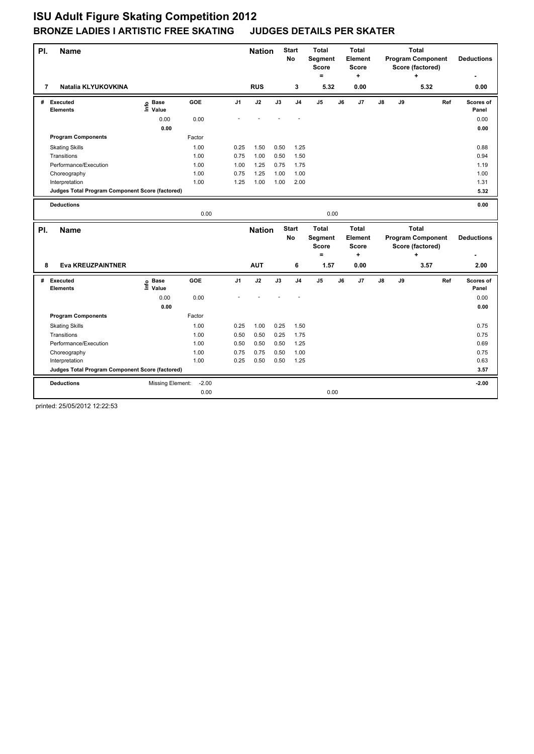# ISU Adult Figure Skating Competition 2012

## BRONZE LADIES I ARTISTIC FREE SKATING JUDGES DETAILS PER SKATER

| Pl. | Name | Nation | Start No | Total Segment Score = | Total Element Score + | Total Program Component Score (factored) + | Deductions - |
|---|---|---|---|---|---|---|---|
| 7 | Natalia KLYUKOVKINA | RUS | 3 | 5.32 | 0.00 | 5.32 | 0.00 |

| # | Executed Elements | Info | Base Value | GOE | J1 | J2 | J3 | J4 | J5 | J6 | J7 | J8 | J9 | Ref | Scores of Panel |
|---|---|---|---|---|---|---|---|---|---|---|---|---|---|---|---|
| | | | 0.00 | 0.00 | - | - | - | - | | | | | | | 0.00 |
| | | | 0.00 | | | | | | | | | | | | 0.00 |
| | **Program Components** | | | Factor | | | | | | | | | | | |
| | Skating Skills | | | 1.00 | 0.25 | 1.50 | 0.50 | 1.25 | | | | | | | 0.88 |
| | Transitions | | | 1.00 | 0.75 | 1.00 | 0.50 | 1.50 | | | | | | | 0.94 |
| | Performance/Execution | | | 1.00 | 1.00 | 1.25 | 0.75 | 1.75 | | | | | | | 1.19 |
| | Choreography | | | 1.00 | 0.75 | 1.25 | 1.00 | 1.00 | | | | | | | 1.00 |
| | Interpretation | | | 1.00 | 1.25 | 1.00 | 1.00 | 2.00 | | | | | | | 1.31 |
| | **Judges Total Program Component Score (factored)** | | | | | | | | | | | | | | 5.32 |
| | **Deductions** | | | | | | | | | | | | | | 0.00 |
| | | | | 0.00 | | | | | 0.00 | | | | | | |

| Pl. | Name | Nation | Start No | Total Segment Score = | Total Element Score + | Total Program Component Score (factored) + | Deductions - |
|---|---|---|---|---|---|---|---|
| 8 | Eva KREUZPAINTNER | AUT | 6 | 1.57 | 0.00 | 3.57 | 2.00 |

| # | Executed Elements | Info | Base Value | GOE | J1 | J2 | J3 | J4 | J5 | J6 | J7 | J8 | J9 | Ref | Scores of Panel |
|---|---|---|---|---|---|---|---|---|---|---|---|---|---|---|---|
| | | | 0.00 | 0.00 | - | - | - | - | | | | | | | 0.00 |
| | | | 0.00 | | | | | | | | | | | | 0.00 |
| | **Program Components** | | | Factor | | | | | | | | | | | |
| | Skating Skills | | | 1.00 | 0.25 | 1.00 | 0.25 | 1.50 | | | | | | | 0.75 |
| | Transitions | | | 1.00 | 0.50 | 0.50 | 0.25 | 1.75 | | | | | | | 0.75 |
| | Performance/Execution | | | 1.00 | 0.50 | 0.50 | 0.50 | 1.25 | | | | | | | 0.69 |
| | Choreography | | | 1.00 | 0.75 | 0.75 | 0.50 | 1.00 | | | | | | | 0.75 |
| | Interpretation | | | 1.00 | 0.25 | 0.50 | 0.50 | 1.25 | | | | | | | 0.63 |
| | **Judges Total Program Component Score (factored)** | | | | | | | | | | | | | | 3.57 |
| | **Deductions** | | Missing Element: | -2.00 | | | | | | | | | | | -2.00 |
| | | | | 0.00 | | | | | 0.00 | | | | | | |

printed: 25/05/2012 12:22:53